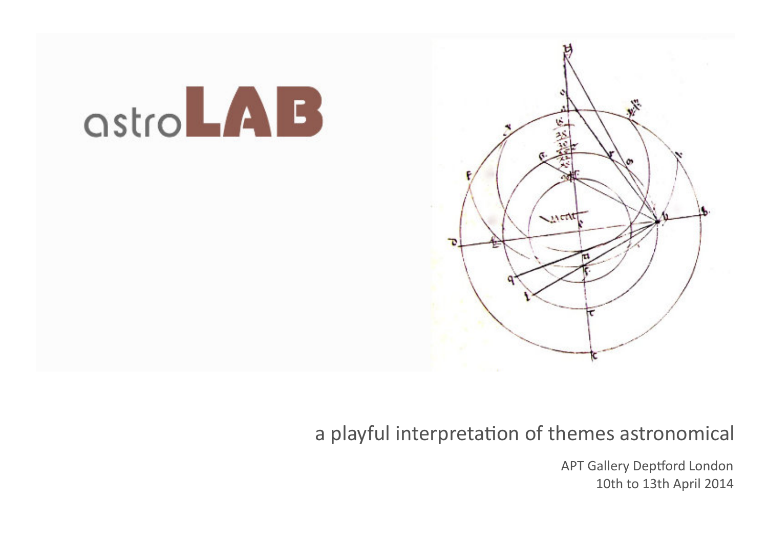# astroLAB

a playful interpretation of themes astronomical

APT Gallery Deptford London
10th to 13th April 2014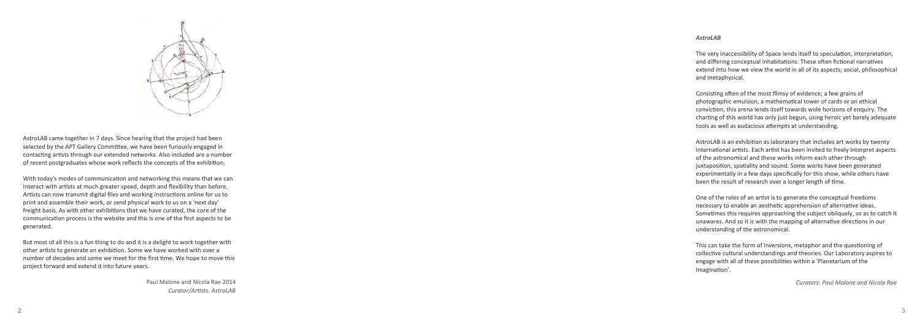AstroLAB came together in 7 days. Since hearing that the project had been selected by the APT Gallery Committee, we have been furiously engaged in contacting artists through our extended networks. Also included are a number of recent postgraduates whose work reflects the concepts of the exhibition.

With today's modes of communication and networking this means that we can interact with artists at much greater speed, depth and flexibility than before. Artists can now transmit digital files and working instructions online for us to print and assemble their work, or send physical work to us on a 'next day' freight basis. As with other exhibitions that we have curated, the core of the communication process is the website and this is one of the first aspects to be generated.

But most of all this is a fun thing to do and it is a delight to work together with other artists to generate an exhibition. Some we have worked with over a number of decades and some we meet for the first time. We hope to move this project forward and extend it into future years.

Paul Malone and Nicola Rae 2014
*Curator/Artists: AstroLAB*

### *AstroLAB*

The very inaccessibility of Space lends itself to speculation, interpretation, and differing conceptual inhabitations. These often fictional narratives extend into how we view the world in all of its aspects; social, philosophical and metaphysical.

Consisting often of the most flimsy of evidence; a few grains of photographic emulsion, a mathematical tower of cards or an ethical conviction, this arena lends itself towards wide horizons of enquiry. The charting of this world has only just begun, using heroic yet barely adequate tools as well as audacious attempts at understanding.

AstroLAB is an exhibition as laboratory that includes art works by twenty international artists. Each artist has been invited to freely interpret aspects of the astronomical and these works inform each other through juxtaposition, spatiality and sound. Some works have been generated experimentally in a few days specifically for this show, while others have been the result of research over a longer length of time.

One of the roles of an artist is to generate the conceptual freedoms necessary to enable an aesthetic apprehension of alternative ideas. Sometimes this requires approaching the subject obliquely, so as to catch it unawares. And so it is with the mapping of alternative directions in our understanding of the astronomical.

This can take the form of inversions, metaphor and the questioning of collective cultural understandings and theories. Our Laboratory aspires to engage with all of these possibilities within a 'Planetarium of the Imagination'.

*Curators: Paul Malone and Nicola Rae*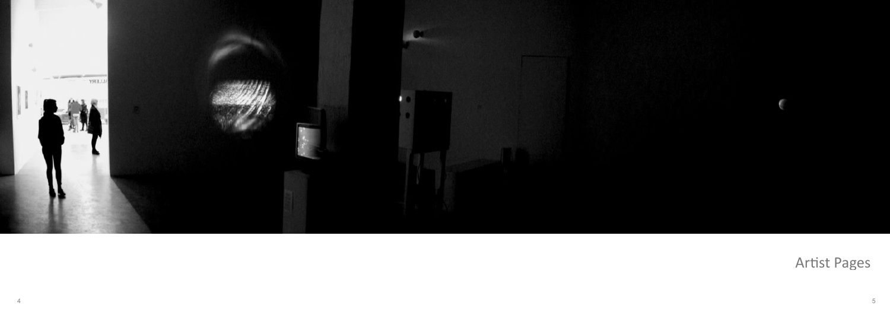Artist Pages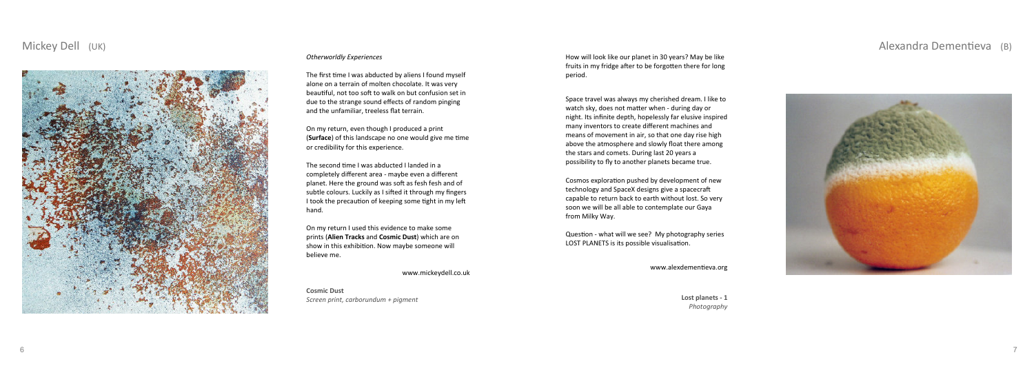## Mickey Dell (UK)

*Otherworldly Experiences*

The first time I was abducted by aliens I found myself alone on a terrain of molten chocolate. It was very beautiful, not too soft to walk on but confusion set in due to the strange sound effects of random pinging and the unfamiliar, treeless flat terrain.

On my return, even though I produced a print (**Surface**) of this landscape no one would give me time or credibility for this experience.

The second time I was abducted I landed in a completely different area - maybe even a different planet. Here the ground was soft as fesh fesh and of subtle colours. Luckily as I sifted it through my fingers I took the precaution of keeping some tight in my left hand.

On my return I used this evidence to make some prints (**Alien Tracks** and **Cosmic Dust**) which are on show in this exhibition. Now maybe someone will believe me.

www.mickeydell.co.uk

**Cosmic Dust**
*Screen print, carborundum + pigment*

## Alexandra Dementieva (B)

How will look like our planet in 30 years? May be like fruits in my fridge after to be forgotten there for long period.

Space travel was always my cherished dream. I like to watch sky, does not matter when - during day or night. Its infinite depth, hopelessly far elusive inspired many inventors to create different machines and means of movement in air, so that one day rise high above the atmosphere and slowly float there among the stars and comets. During last 20 years a possibility to fly to another planets became true.

Cosmos exploration pushed by development of new technology and SpaceX designs give a spacecraft capable to return back to earth without lost. So very soon we will be all able to contemplate our Gaya from Milky Way.

Question - what will we see? My photography series LOST PLANETS is its possible visualisation.

www.alexdementieva.org

**Lost planets - 1**
*Photography*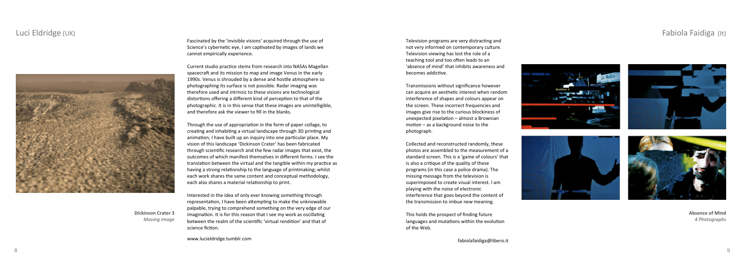## Luci Eldridge (UK)

**Dickinson Crater 3**
*Moving Image*

Fascinated by the 'invisible visions' acquired through the use of Science's cybernetic eye, I am captivated by images of lands we cannot empirically experience.

Current studio practice stems from research into NASAs Magellan spacecraft and its mission to map and image Venus in the early 1990s. Venus is shrouded by a dense and hostile atmosphere so photographing its surface is not possible. Radar imaging was therefore used and intrinsic to these visions are technological distortions offering a different kind of perception to that of the photographic. It is in this sense that these images are unintelligible, and therefore ask the viewer to fill in the blanks.

Through the use of appropriation in the form of paper collage, to creating and inhabiting a virtual landscape through 3D printing and animation, I have built up an inquiry into one particular place. My vision of this landscape 'Dickinson Crater' has been fabricated through scientific research and the few radar images that exist, the outcomes of which manifest themselves in different forms. I see the translation between the virtual and the tangible within my practice as having a strong relationship to the language of printmaking; whilst each work shares the same content and conceptual methodology, each also shares a material relationship to print.

Interested in the idea of only ever knowing something through representation, I have been attempting to make the unknowable palpable, trying to comprehend something on the very edge of our imagination. It is for this reason that I see my work as oscillating between the realm of the scientific 'virtual rendition' and that of science fiction.

www.lucieldridge.tumblr.com

## Fabiola Faidiga (It)

Television programs are very distracting and not very informed on contemporary culture. Television viewing has lost the role of a teaching tool and too often leads to an 'absence of mind' that inhibits awareness and becomes addictive.

Transmissions without significance however can acquire an aesthetic interest when random interference of shapes and colours appear on the screen. These incorrect frequencies and images give rise to the curious blockiness of unexpected pixelation – almost a Brownian motion – as a background noise to the photograph.

Collected and reconstructed randomly, these photos are assembled to the measurement of a standard screen. This is a 'game of colours' that is also a critique of the quality of these programs (in this case a police drama). The missing message from the television is superimposed to create visual interest. I am playing with the noise of electronic interference that goes beyond the content of the transmission to imbue new meaning.

This holds the prospect of finding future languages and mutations within the evolution of the Web.

fabiolafaidiga@libero.it

**Absence of Mind**
*4 Photographs*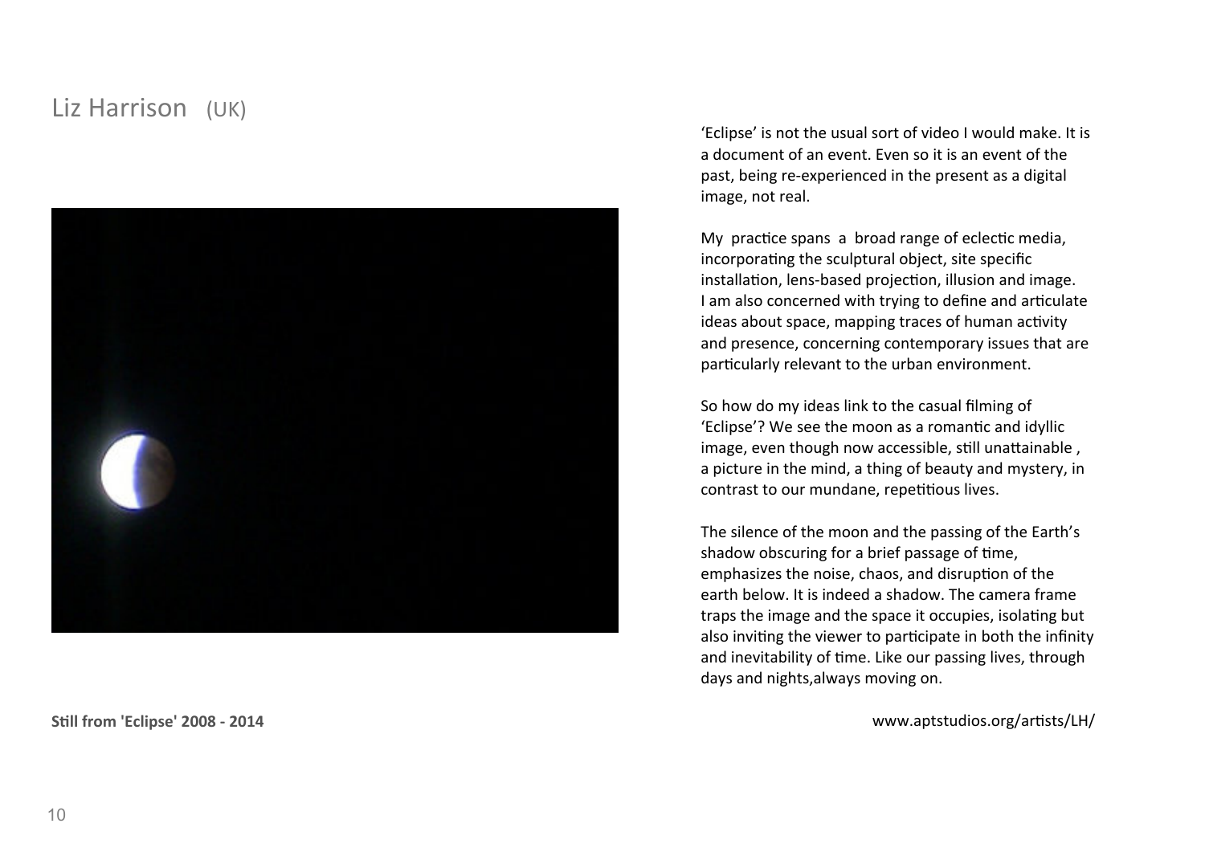# Liz Harrison (UK)

'Eclipse' is not the usual sort of video I would make. It is a document of an event. Even so it is an event of the past, being re-experienced in the present as a digital image, not real.

My practice spans a broad range of eclectic media, incorporating the sculptural object, site specific installation, lens-based projection, illusion and image. I am also concerned with trying to define and articulate ideas about space, mapping traces of human activity and presence, concerning contemporary issues that are particularly relevant to the urban environment.

So how do my ideas link to the casual filming of 'Eclipse'? We see the moon as a romantic and idyllic image, even though now accessible, still unattainable , a picture in the mind, a thing of beauty and mystery, in contrast to our mundane, repetitious lives.

The silence of the moon and the passing of the Earth's shadow obscuring for a brief passage of time, emphasizes the noise, chaos, and disruption of the earth below. It is indeed a shadow. The camera frame traps the image and the space it occupies, isolating but also inviting the viewer to participate in both the infinity and inevitability of time. Like our passing lives, through days and nights,always moving on.

**Still from 'Eclipse' 2008 - 2014**

www.aptstudios.org/artists/LH/